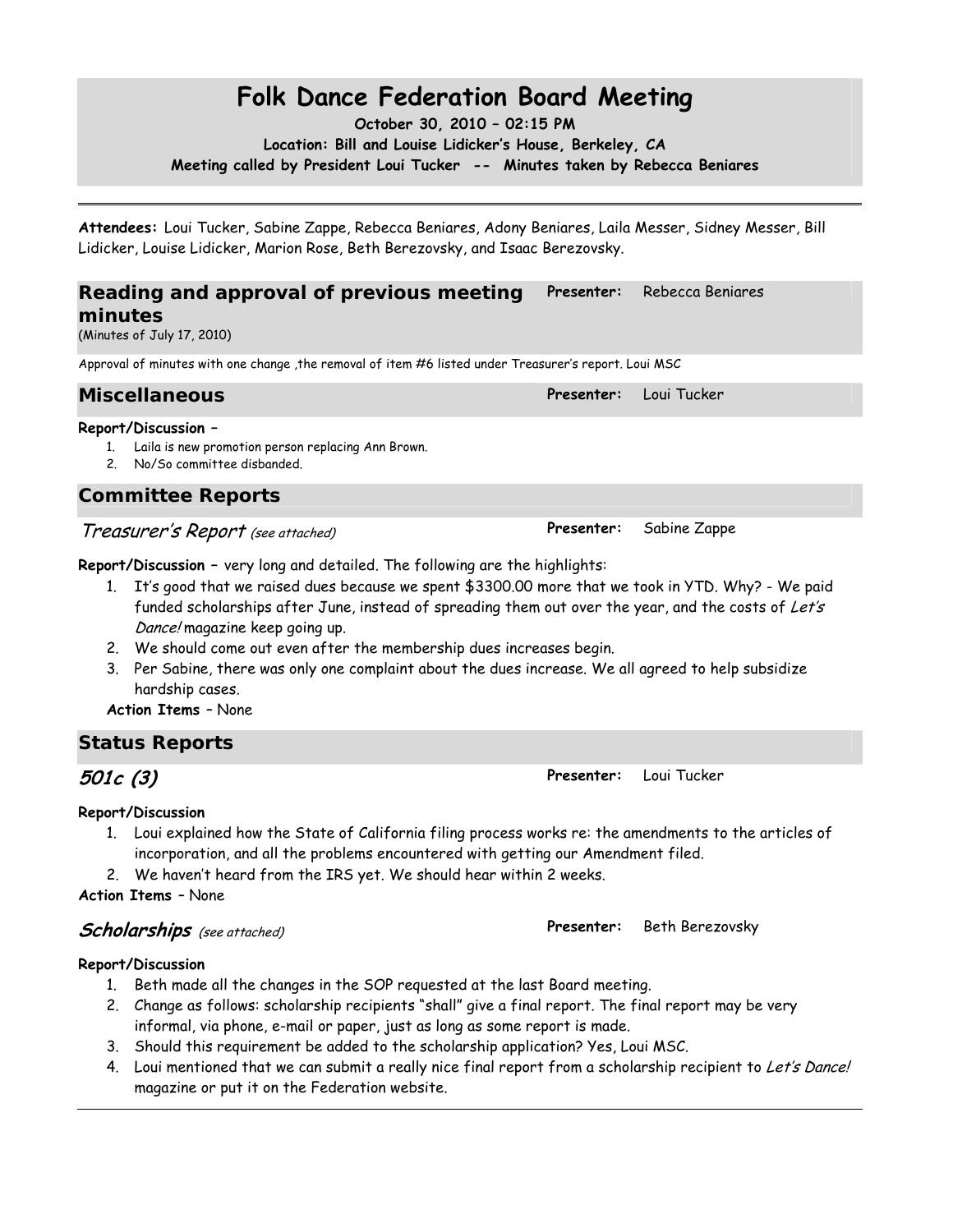# Folk Dance Federation Board Meeting

**October 30, 2010 – 02:15 PM**

**Location: Bill and Louise Lidicker's House, Berkeley, CA**

**Meeting called by President Loui Tucker -- Minutes taken by Rebecca Beniares**

---

**Attendees:** Loui Tucker, Sabine Zappe, Rebecca Beniares, Adony Beniares, Laila Messer, Sidney Messer, Bill Lidicker, Louise Lidicker, Marion Rose, Beth Berezovsky, and Isaac Berezovsky.

## Reading and approval of previous meeting minutes

**Presenter:** Rebecca Beniares

(Minutes of July 17, 2010)

Approval of minutes with one change ,the removal of item #6 listed under Treasurer's report. Loui MSC

## Miscellaneous

**Presenter:** Loui Tucker

**Report/Discussion –**

1. Laila is new promotion person replacing Ann Brown.
2. No/So committee disbanded.

## Committee Reports

### *Treasurer's Report* *(see attached)*

**Presenter:** Sabine Zappe

**Report/Discussion –** very long and detailed. The following are the highlights:

1. It's good that we raised dues because we spent $3300.00 more that we took in YTD. Why? - We paid funded scholarships after June, instead of spreading them out over the year, and the costs of *Let's Dance!* magazine keep going up.
2. We should come out even after the membership dues increases begin.
3. Per Sabine, there was only one complaint about the dues increase. We all agreed to help subsidize hardship cases.

**Action Items** – None

## Status Reports

### 501c (3)

**Presenter:** Loui Tucker

**Report/Discussion**

1. Loui explained how the State of California filing process works re: the amendments to the articles of incorporation, and all the problems encountered with getting our Amendment filed.
2. We haven't heard from the IRS yet. We should hear within 2 weeks.

**Action Items** – None

### Scholarships *(see attached)*

**Presenter:** Beth Berezovsky

**Report/Discussion**

1. Beth made all the changes in the SOP requested at the last Board meeting.
2. Change as follows: scholarship recipients "shall" give a final report. The final report may be very informal, via phone, e-mail or paper, just as long as some report is made.
3. Should this requirement be added to the scholarship application? Yes, Loui MSC.
4. Loui mentioned that we can submit a really nice final report from a scholarship recipient to *Let's Dance!* magazine or put it on the Federation website.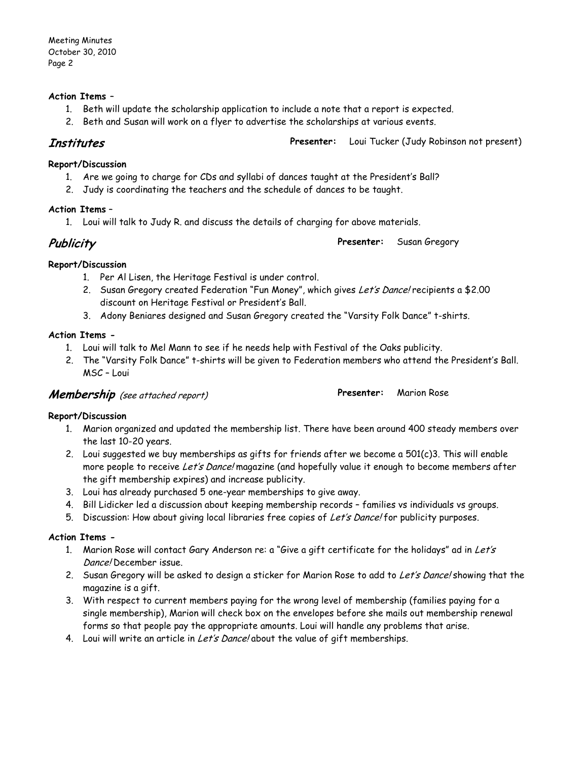**Action Items** –

1. Beth will update the scholarship application to include a note that a report is expected.
2. Beth and Susan will work on a flyer to advertise the scholarships at various events.

## *Institutes*

**Presenter:** Loui Tucker (Judy Robinson not present)

**Report/Discussion**

1. Are we going to charge for CDs and syllabi of dances taught at the President's Ball?
2. Judy is coordinating the teachers and the schedule of dances to be taught.

**Action Items** –

1. Loui will talk to Judy R. and discuss the details of charging for above materials.

## *Publicity*

**Presenter:** Susan Gregory

**Report/Discussion**

1. Per Al Lisen, the Heritage Festival is under control.
2. Susan Gregory created Federation "Fun Money", which gives *Let's Dance!* recipients a $2.00 discount on Heritage Festival or President's Ball.
3. Adony Beniares designed and Susan Gregory created the "Varsity Folk Dance" t-shirts.

**Action Items -**

1. Loui will talk to Mel Mann to see if he needs help with Festival of the Oaks publicity.
2. The "Varsity Folk Dance" t-shirts will be given to Federation members who attend the President's Ball. MSC – Loui

## *Membership* *(see attached report)*

**Presenter:** Marion Rose

**Report/Discussion**

1. Marion organized and updated the membership list. There have been around 400 steady members over the last 10-20 years.
2. Loui suggested we buy memberships as gifts for friends after we become a 501(c)3. This will enable more people to receive *Let's Dance!* magazine (and hopefully value it enough to become members after the gift membership expires) and increase publicity.
3. Loui has already purchased 5 one-year memberships to give away.
4. Bill Lidicker led a discussion about keeping membership records – families vs individuals vs groups.
5. Discussion: How about giving local libraries free copies of *Let's Dance!* for publicity purposes.

**Action Items -**

1. Marion Rose will contact Gary Anderson re: a "Give a gift certificate for the holidays" ad in *Let's Dance!* December issue.
2. Susan Gregory will be asked to design a sticker for Marion Rose to add to *Let's Dance!* showing that the magazine is a gift.
3. With respect to current members paying for the wrong level of membership (families paying for a single membership), Marion will check box on the envelopes before she mails out membership renewal forms so that people pay the appropriate amounts. Loui will handle any problems that arise.
4. Loui will write an article in *Let's Dance!* about the value of gift memberships.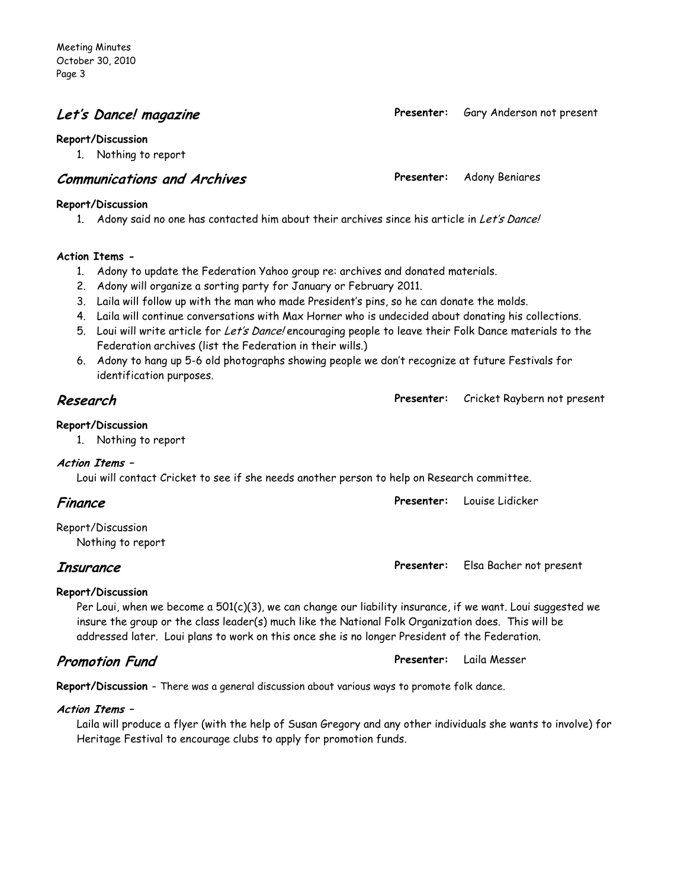## *Let's Dance! magazine*

**Presenter:** Gary Anderson not present

**Report/Discussion**

1. Nothing to report

## *Communications and Archives*

**Presenter:** Adony Beniares

**Report/Discussion**

1. Adony said no one has contacted him about their archives since his article in *Let's Dance!*

**Action Items -**

1. Adony to update the Federation Yahoo group re: archives and donated materials.
2. Adony will organize a sorting party for January or February 2011.
3. Laila will follow up with the man who made President's pins, so he can donate the molds.
4. Laila will continue conversations with Max Horner who is undecided about donating his collections.
5. Loui will write article for *Let's Dance!* encouraging people to leave their Folk Dance materials to the Federation archives (list the Federation in their wills.)
6. Adony to hang up 5-6 old photographs showing people we don't recognize at future Festivals for identification purposes.

## *Research*

**Presenter:** Cricket Raybern not present

**Report/Discussion**

1. Nothing to report

***Action Items –***

Loui will contact Cricket to see if she needs another person to help on Research committee.

## *Finance*

**Presenter:** Louise Lidicker

Report/Discussion

Nothing to report

## *Insurance*

**Presenter:** Elsa Bacher not present

**Report/Discussion**

Per Loui, when we become a 501(c)(3), we can change our liability insurance, if we want. Loui suggested we insure the group or the class leader(s) much like the National Folk Organization does. This will be addressed later. Loui plans to work on this once she is no longer President of the Federation.

## *Promotion Fund*

**Presenter:** Laila Messer

**Report/Discussion** - There was a general discussion about various ways to promote folk dance.

***Action Items –***

Laila will produce a flyer (with the help of Susan Gregory and any other individuals she wants to involve) for Heritage Festival to encourage clubs to apply for promotion funds.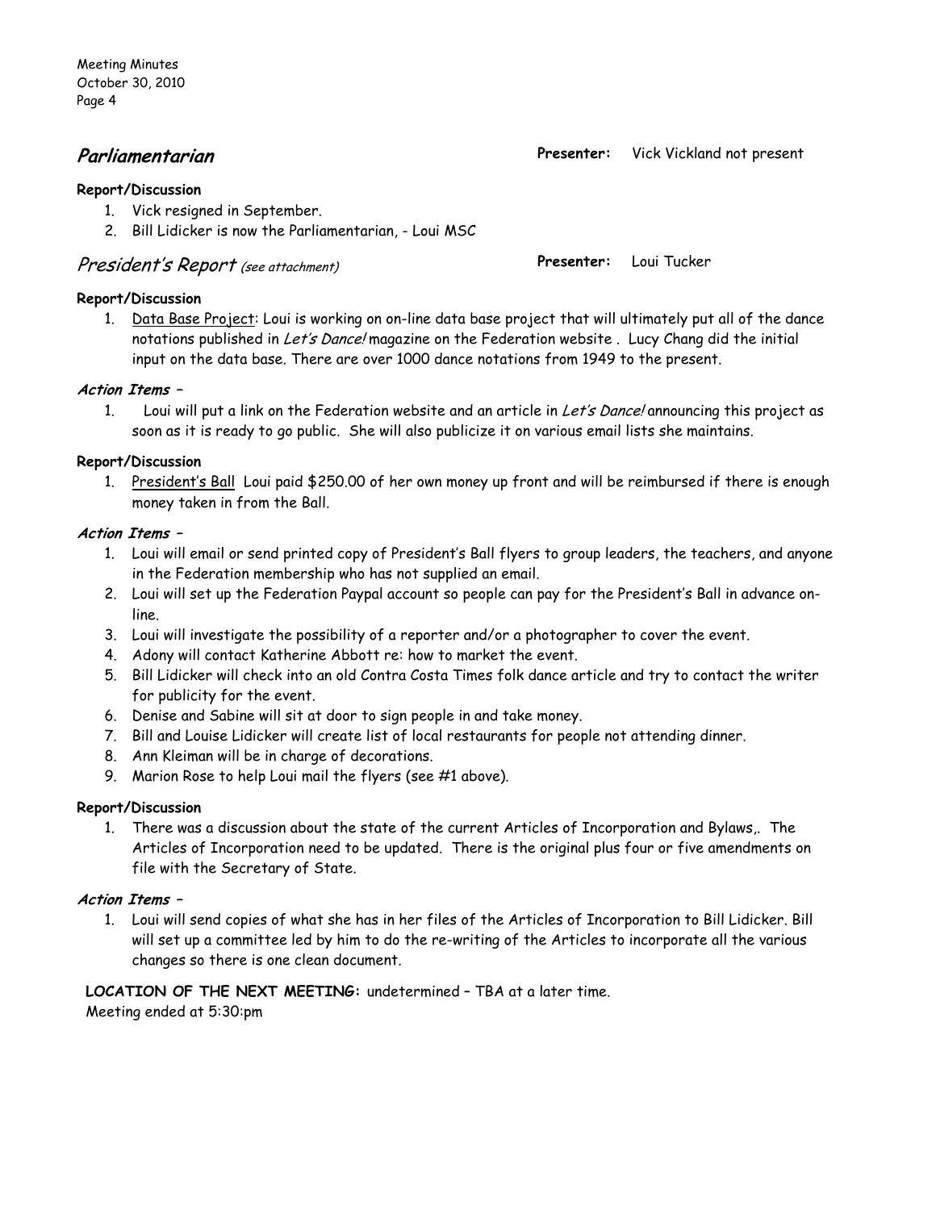## Parliamentarian

**Presenter:** Vick Vickland not present

**Report/Discussion**

1. Vick resigned in September.
2. Bill Lidicker is now the Parliamentarian, - Loui MSC

## *President's Report* *(see attachment)*

**Presenter:** Loui Tucker

**Report/Discussion**

1. Data Base Project: Loui is working on on-line data base project that will ultimately put all of the dance notations published in *Let's Dance!* magazine on the Federation website . Lucy Chang did the initial input on the data base. There are over 1000 dance notations from 1949 to the present.

***Action Items –***

1. Loui will put a link on the Federation website and an article in *Let's Dance!* announcing this project as soon as it is ready to go public. She will also publicize it on various email lists she maintains.

**Report/Discussion**

1. President's Ball Loui paid $250.00 of her own money up front and will be reimbursed if there is enough money taken in from the Ball.

***Action Items –***

1. Loui will email or send printed copy of President's Ball flyers to group leaders, the teachers, and anyone in the Federation membership who has not supplied an email.
2. Loui will set up the Federation Paypal account so people can pay for the President's Ball in advance on-line.
3. Loui will investigate the possibility of a reporter and/or a photographer to cover the event.
4. Adony will contact Katherine Abbott re: how to market the event.
5. Bill Lidicker will check into an old Contra Costa Times folk dance article and try to contact the writer for publicity for the event.
6. Denise and Sabine will sit at door to sign people in and take money.
7. Bill and Louise Lidicker will create list of local restaurants for people not attending dinner.
8. Ann Kleiman will be in charge of decorations.
9. Marion Rose to help Loui mail the flyers (see #1 above).

**Report/Discussion**

1. There was a discussion about the state of the current Articles of Incorporation and Bylaws,. The Articles of Incorporation need to be updated. There is the original plus four or five amendments on file with the Secretary of State.

***Action Items –***

1. Loui will send copies of what she has in her files of the Articles of Incorporation to Bill Lidicker. Bill will set up a committee led by him to do the re-writing of the Articles to incorporate all the various changes so there is one clean document.

**LOCATION OF THE NEXT MEETING:** undetermined – TBA at a later time.

Meeting ended at 5:30:pm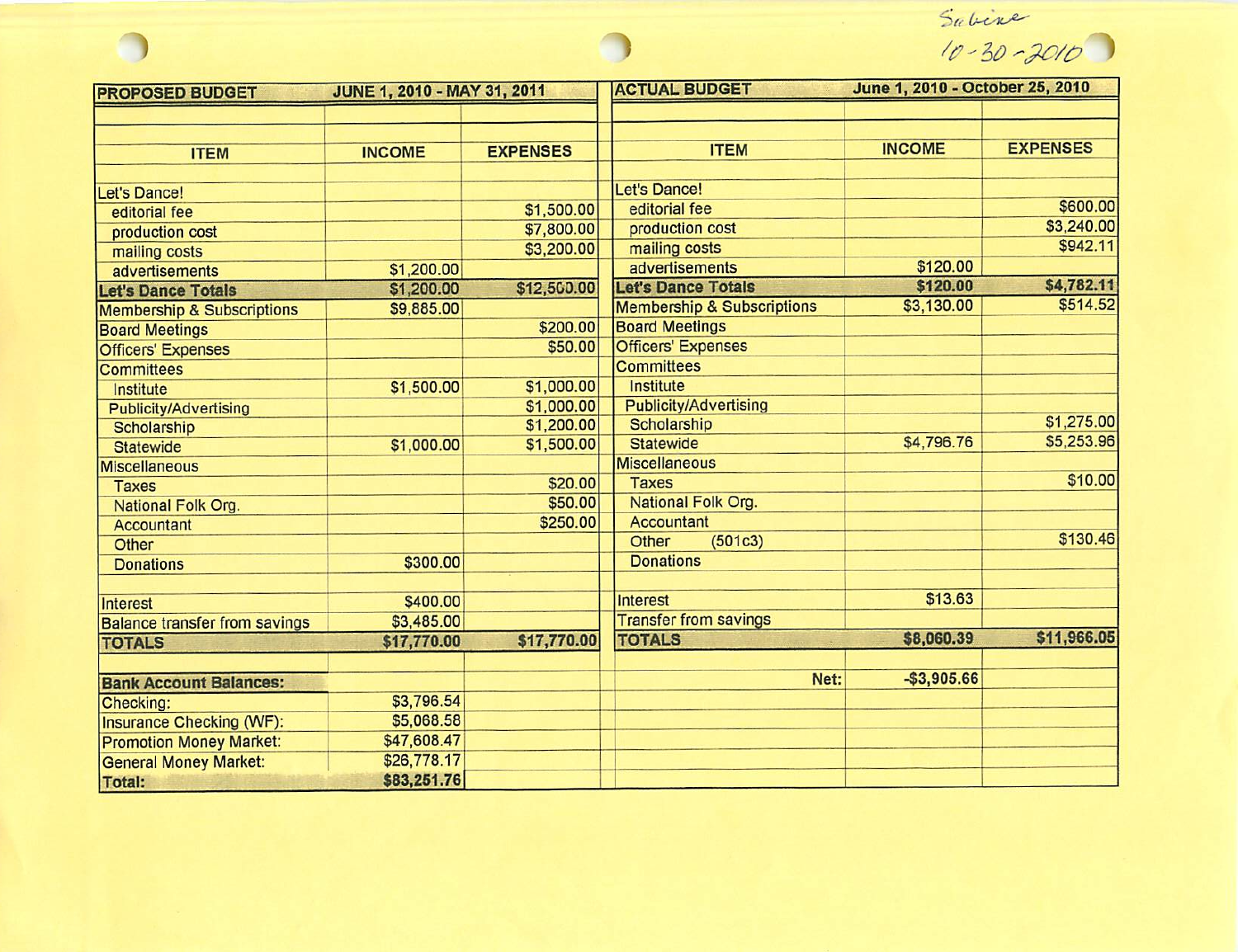Sabine
10-30-2010

| PROPOSED BUDGET | JUNE 1, 2010 - MAY 31, 2011 | |
|---|---|---|
| **ITEM** | **INCOME** | **EXPENSES** |
| Let's Dance! | | |
| editorial fee | | $1,500.00 |
| production cost | | $7,800.00 |
| mailing costs | | $3,200.00 |
| advertisements | $1,200.00 | |
| **Let's Dance Totals** | **$1,200.00** | **$12,500.00** |
| Membership & Subscriptions | $9,885.00 | |
| Board Meetings | | $200.00 |
| Officers' Expenses | | $50.00 |
| Committees | | |
| Institute | $1,500.00 | $1,000.00 |
| Publicity/Advertising | | $1,000.00 |
| Scholarship | | $1,200.00 |
| Statewide | $1,000.00 | $1,500.00 |
| Miscellaneous | | |
| Taxes | | $20.00 |
| National Folk Org. | | $50.00 |
| Accountant | | $250.00 |
| Other | | |
| Donations | $300.00 | |
| Interest | $400.00 | |
| Balance transfer from savings | $3,485.00 | |
| **TOTALS** | **$17,770.00** | **$17,770.00** |
| **Bank Account Balances:** | | |
| Checking: | $3,796.54 | |
| Insurance Checking (WF): | $5,068.58 | |
| Promotion Money Market: | $47,608.47 | |
| General Money Market: | $26,778.17 | |
| **Total:** | **$83,251.76** | |

| ACTUAL BUDGET | June 1, 2010 - October 25, 2010 | |
|---|---|---|
| **ITEM** | **INCOME** | **EXPENSES** |
| Let's Dance! | | |
| editorial fee | | $600.00 |
| production cost | | $3,240.00 |
| mailing costs | | $942.11 |
| advertisements | $120.00 | |
| **Let's Dance Totals** | **$120.00** | **$4,782.11** |
| Membership & Subscriptions | $3,130.00 | $514.52 |
| Board Meetings | | |
| Officers' Expenses | | |
| Committees | | |
| Institute | | |
| Publicity/Advertising | | |
| Scholarship | | $1,275.00 |
| Statewide | $4,796.76 | $5,253.96 |
| Miscellaneous | | |
| Taxes | | $10.00 |
| National Folk Org. | | |
| Accountant | | |
| Other (501c3) | | $130.46 |
| Donations | | |
| Interest | $13.63 | |
| Transfer from savings | | |
| **TOTALS** | **$8,060.39** | **$11,966.05** |
| Net: | -$3,905.66 | |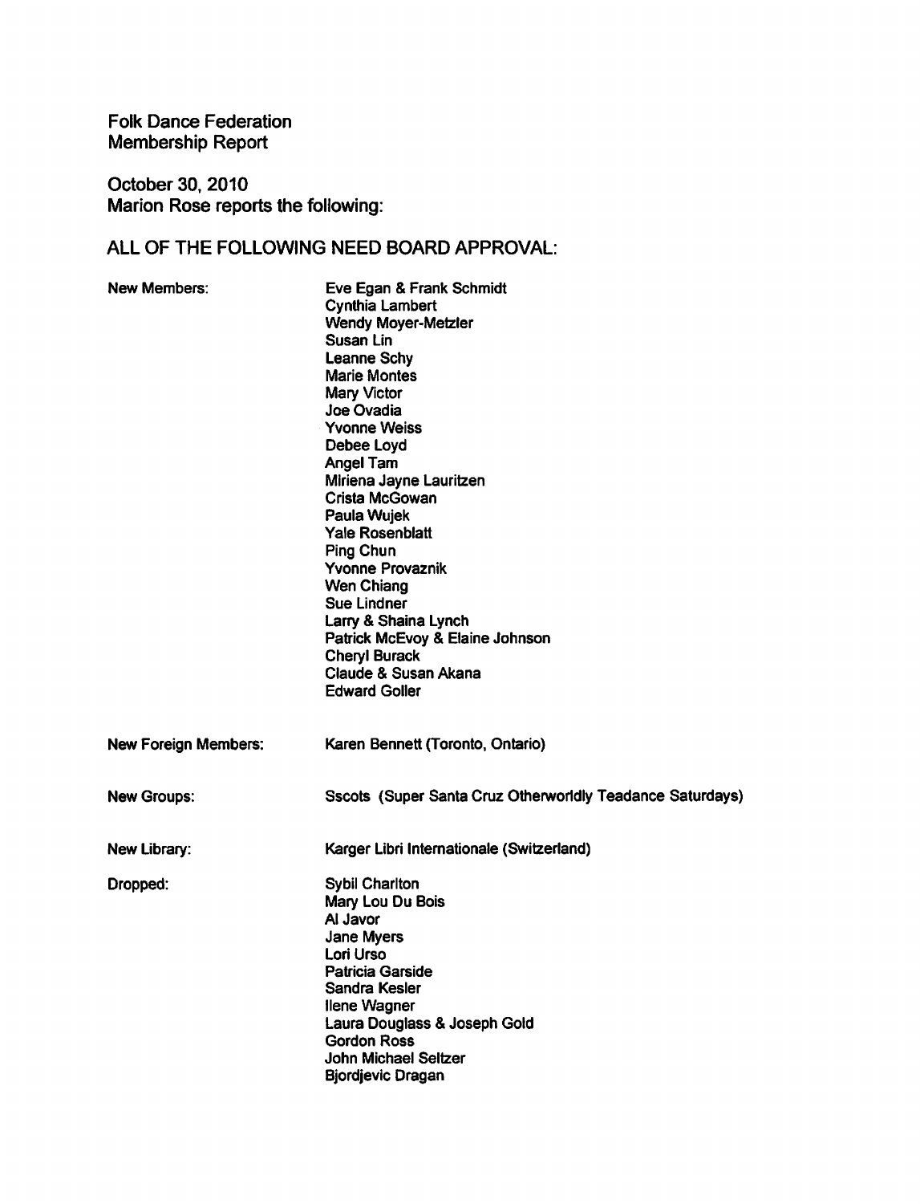Folk Dance Federation
Membership Report

October 30, 2010
Marion Rose reports the following:

## ALL OF THE FOLLOWING NEED BOARD APPROVAL:

**New Members:**

- Eve Egan & Frank Schmidt
- Cynthia Lambert
- Wendy Moyer-Metzler
- Susan Lin
- Leanne Schy
- Marie Montes
- Mary Victor
- Joe Ovadia
- Yvonne Weiss
- Debee Loyd
- Angel Tam
- Mlriena Jayne Lauritzen
- Crista McGowan
- Paula Wujek
- Yale Rosenblatt
- Ping Chun
- Yvonne Provaznik
- Wen Chiang
- Sue Lindner
- Larry & Shaina Lynch
- Patrick McEvoy & Elaine Johnson
- Cheryl Burack
- Claude & Susan Akana
- Edward Goller

**New Foreign Members:** Karen Bennett (Toronto, Ontario)

**New Groups:** Sscots (Super Santa Cruz Otherworldly Teadance Saturdays)

**New Library:** Karger Libri Internationale (Switzerland)

**Dropped:**

- Sybil Charlton
- Mary Lou Du Bois
- Al Javor
- Jane Myers
- Lori Urso
- Patricia Garside
- Sandra Kesler
- Ilene Wagner
- Laura Douglass & Joseph Gold
- Gordon Ross
- John Michael Seltzer
- Bjordjevic Dragan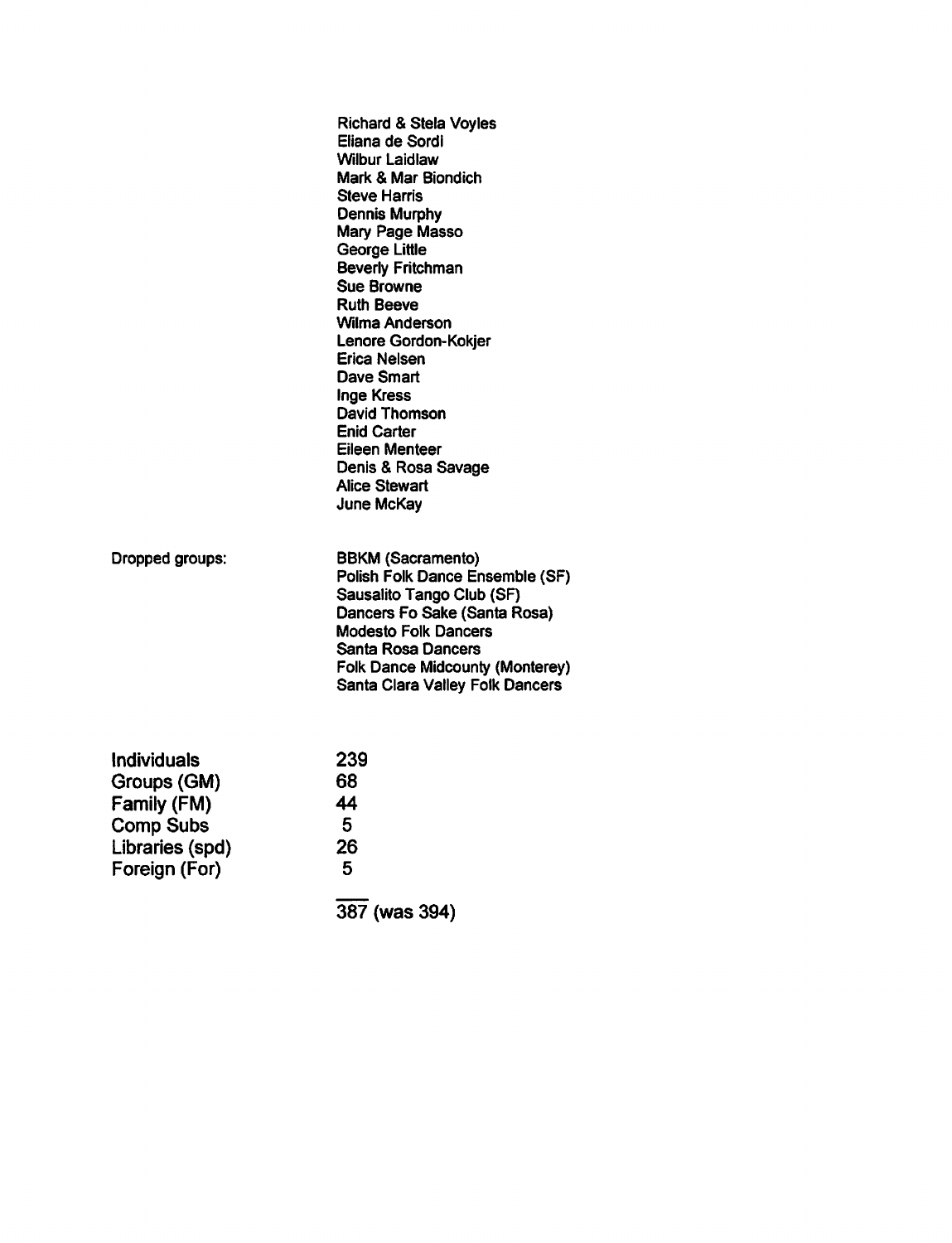Richard & Stela Voyles
Eliana de Sordi
Wilbur Laidlaw
Mark & Mar Biondich
Steve Harris
Dennis Murphy
Mary Page Masso
George Little
Beverly Fritchman
Sue Browne
Ruth Beeve
Wilma Anderson
Lenore Gordon-Kokjer
Erica Nelsen
Dave Smart
Inge Kress
David Thomson
Enid Carter
Eileen Menteer
Denis & Rosa Savage
Alice Stewart
June McKay

Dropped groups:

BBKM (Sacramento)
Polish Folk Dance Ensemble (SF)
Sausalito Tango Club (SF)
Dancers Fo Sake (Santa Rosa)
Modesto Folk Dancers
Santa Rosa Dancers
Folk Dance Midcounty (Monterey)
Santa Clara Valley Folk Dancers

| | |
|---|---|
| Individuals | 239 |
| Groups (GM) | 68 |
| Family (FM) | 44 |
| Comp Subs | 5 |
| Libraries (spd) | 26 |
| Foreign (For) | 5 |
| | 387 (was 394) |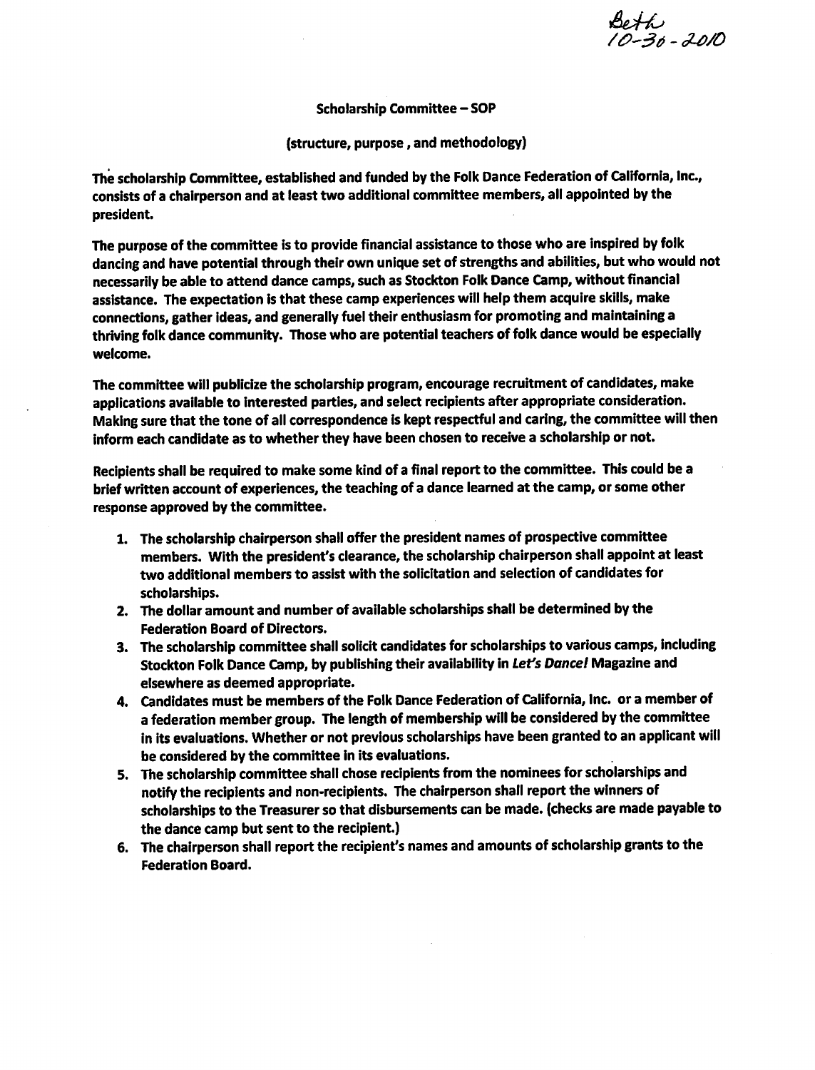Beth
10-30-2010

## Scholarship Committee – SOP

(structure, purpose , and methodology)

The scholarship Committee, established and funded by the Folk Dance Federation of California, Inc., consists of a chairperson and at least two additional committee members, all appointed by the president.

The purpose of the committee is to provide financial assistance to those who are inspired by folk dancing and have potential through their own unique set of strengths and abilities, but who would not necessarily be able to attend dance camps, such as Stockton Folk Dance Camp, without financial assistance. The expectation is that these camp experiences will help them acquire skills, make connections, gather ideas, and generally fuel their enthusiasm for promoting and maintaining a thriving folk dance community. Those who are potential teachers of folk dance would be especially welcome.

The committee will publicize the scholarship program, encourage recruitment of candidates, make applications available to interested parties, and select recipients after appropriate consideration. Making sure that the tone of all correspondence is kept respectful and caring, the committee will then inform each candidate as to whether they have been chosen to receive a scholarship or not.

Recipients shall be required to make some kind of a final report to the committee. This could be a brief written account of experiences, the teaching of a dance learned at the camp, or some other response approved by the committee.

1. The scholarship chairperson shall offer the president names of prospective committee members. With the president's clearance, the scholarship chairperson shall appoint at least two additional members to assist with the solicitation and selection of candidates for scholarships.
2. The dollar amount and number of available scholarships shall be determined by the Federation Board of Directors.
3. The scholarship committee shall solicit candidates for scholarships to various camps, including Stockton Folk Dance Camp, by publishing their availability in *Let's Dance!* Magazine and elsewhere as deemed appropriate.
4. Candidates must be members of the Folk Dance Federation of California, Inc. or a member of a federation member group. The length of membership will be considered by the committee in its evaluations. Whether or not previous scholarships have been granted to an applicant will be considered by the committee in its evaluations.
5. The scholarship committee shall chose recipients from the nominees for scholarships and notify the recipients and non-recipients. The chairperson shall report the winners of scholarships to the Treasurer so that disbursements can be made. (checks are made payable to the dance camp but sent to the recipient.)
6. The chairperson shall report the recipient's names and amounts of scholarship grants to the Federation Board.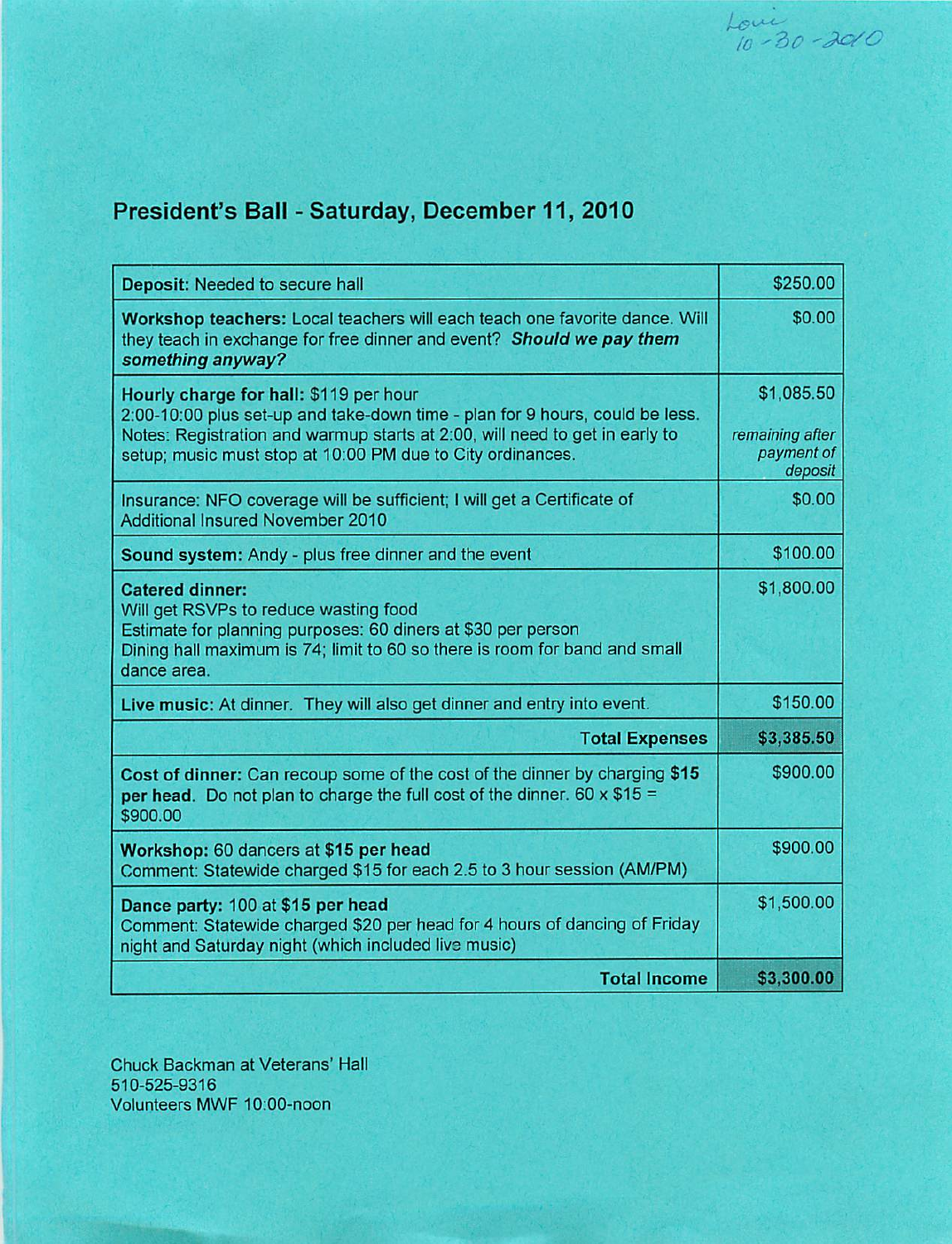Louie
10-30-2010

## President's Ball - Saturday, December 11, 2010

| | |
|---|---|
| **Deposit:** Needed to secure hall | $250.00 |
| **Workshop teachers:** Local teachers will each teach one favorite dance. Will they teach in exchange for free dinner and event? ***Should we pay them something anyway?*** | $0.00 |
| **Hourly charge for hall:** $119 per hour<br>2:00-10:00 plus set-up and take-down time - plan for 9 hours, could be less.<br>Notes: Registration and warmup starts at 2:00, will need to get in early to setup; music must stop at 10:00 PM due to City ordinances. | $1,085.50<br>*remaining after payment of deposit* |
| Insurance: NFO coverage will be sufficient; I will get a Certificate of Additional Insured November 2010 | $0.00 |
| **Sound system:** Andy - plus free dinner and the event | $100.00 |
| **Catered dinner:**<br>Will get RSVPs to reduce wasting food<br>Estimate for planning purposes: 60 diners at $30 per person<br>Dining hall maximum is 74; limit to 60 so there is room for band and small dance area. | $1,800.00 |
| **Live music:** At dinner. They will also get dinner and entry into event. | $150.00 |
| **Total Expenses** | **$3,385.50** |
| **Cost of dinner:** Can recoup some of the cost of the dinner by charging **$15 per head**. Do not plan to charge the full cost of the dinner. 60 x $15 = $900.00 | $900.00 |
| **Workshop:** 60 dancers at **$15 per head**<br>Comment: Statewide charged $15 for each 2.5 to 3 hour session (AM/PM) | $900.00 |
| **Dance party:** 100 at **$15 per head**<br>Comment: Statewide charged $20 per head for 4 hours of dancing of Friday night and Saturday night (which included live music) | $1,500.00 |
| **Total Income** | **$3,300.00** |

Chuck Backman at Veterans' Hall
510-525-9316
Volunteers MWF 10:00-noon